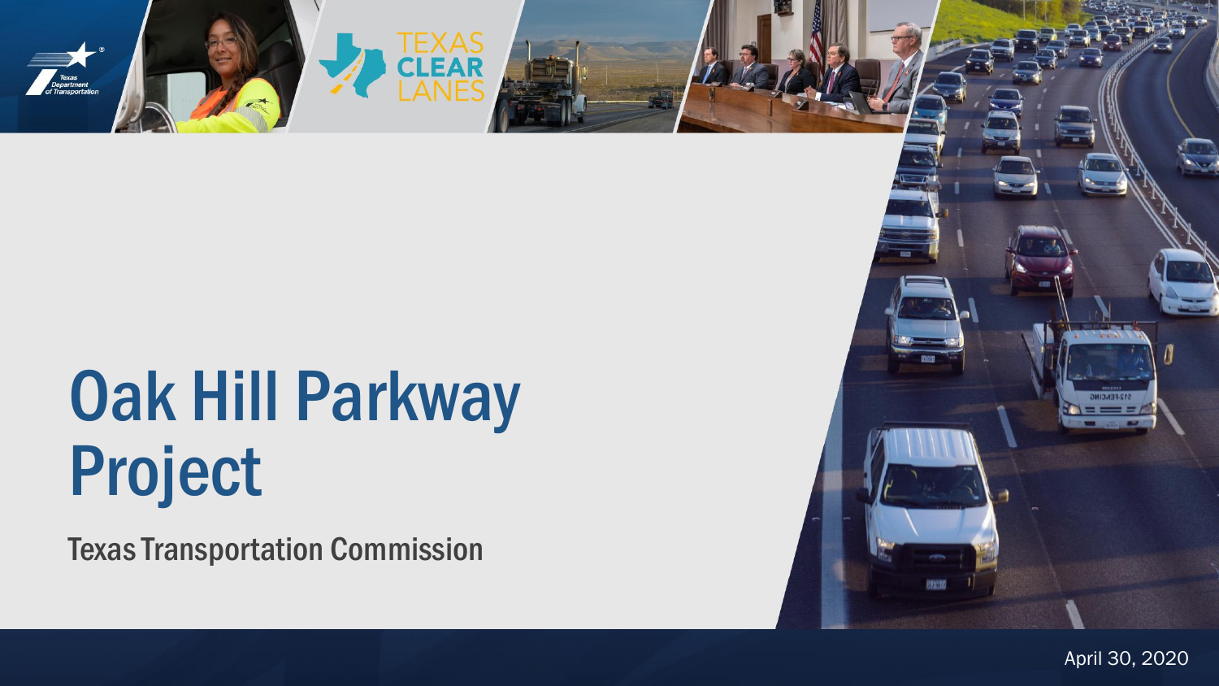# Oak Hill Parkway Project

Texas Transportation Commission

April 30, 2020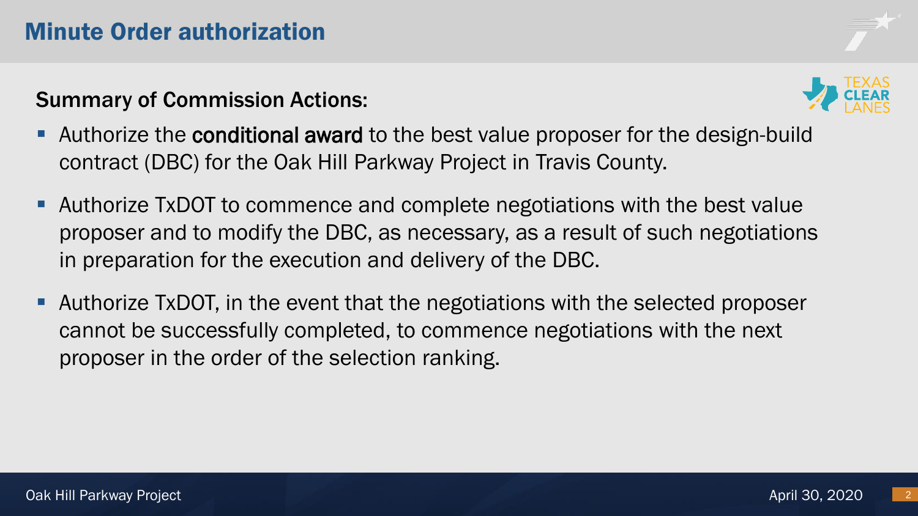# Minute Order authorization

## Summary of Commission Actions:

- Authorize the **conditional award** to the best value proposer for the design-build contract (DBC) for the Oak Hill Parkway Project in Travis County.
- Authorize TxDOT to commence and complete negotiations with the best value proposer and to modify the DBC, as necessary, as a result of such negotiations in preparation for the execution and delivery of the DBC.
- Authorize TxDOT, in the event that the negotiations with the selected proposer cannot be successfully completed, to commence negotiations with the next proposer in the order of the selection ranking.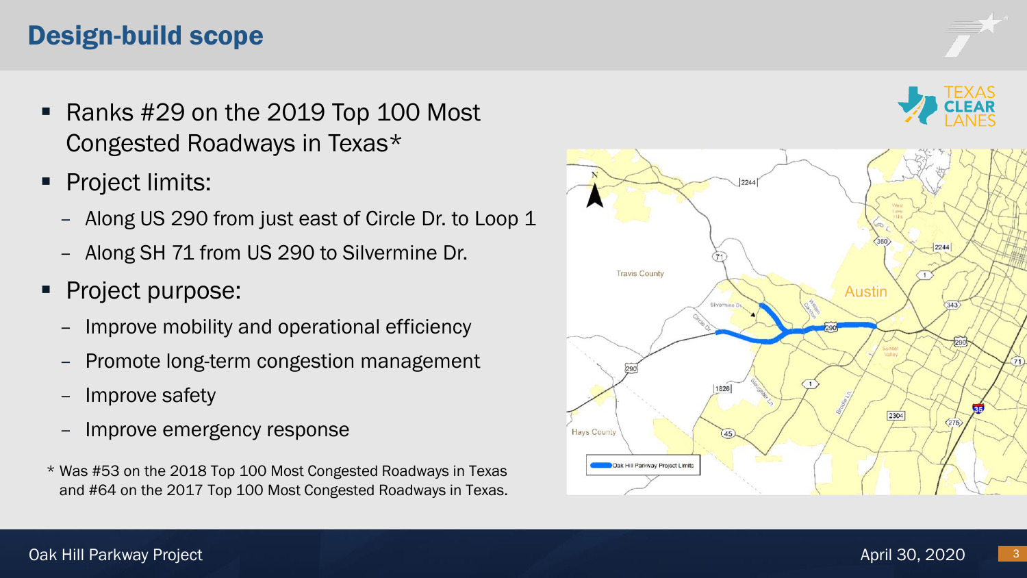# Design-build scope

- Ranks #29 on the 2019 Top 100 Most Congested Roadways in Texas*
- Project limits:
  - Along US 290 from just east of Circle Dr. to Loop 1
  - Along SH 71 from US 290 to Silvermine Dr.
- Project purpose:
  - Improve mobility and operational efficiency
  - Promote long-term congestion management
  - Improve safety
  - Improve emergency response

* Was #53 on the 2018 Top 100 Most Congested Roadways in Texas and #64 on the 2017 Top 100 Most Congested Roadways in Texas.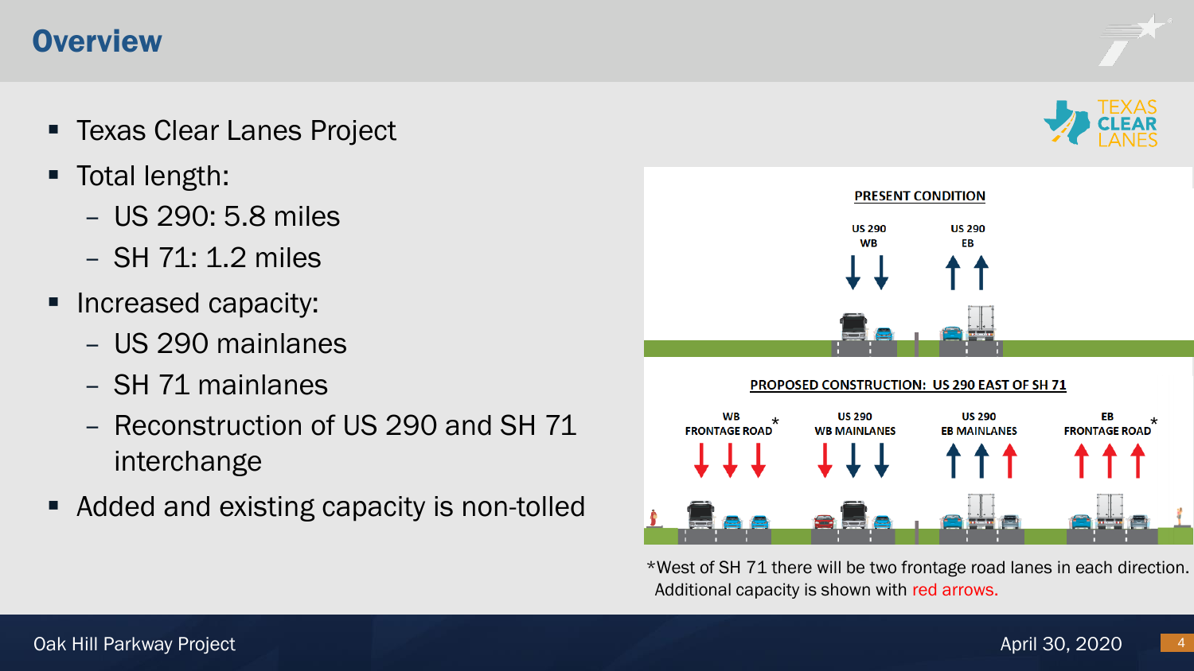# Overview

- Texas Clear Lanes Project
- Total length:
  - US 290: 5.8 miles
  - SH 71: 1.2 miles
- Increased capacity:
  - US 290 mainlanes
  - SH 71 mainlanes
  - Reconstruction of US 290 and SH 71 interchange
- Added and existing capacity is non-tolled

PRESENT CONDITION

US 290 WB | US 290 EB

PROPOSED CONSTRUCTION: US 290 EAST OF SH 71

WB FRONTAGE ROAD* | US 290 WB MAINLANES | US 290 EB MAINLANES | EB FRONTAGE ROAD*

*West of SH 71 there will be two frontage road lanes in each direction. Additional capacity is shown with red arrows.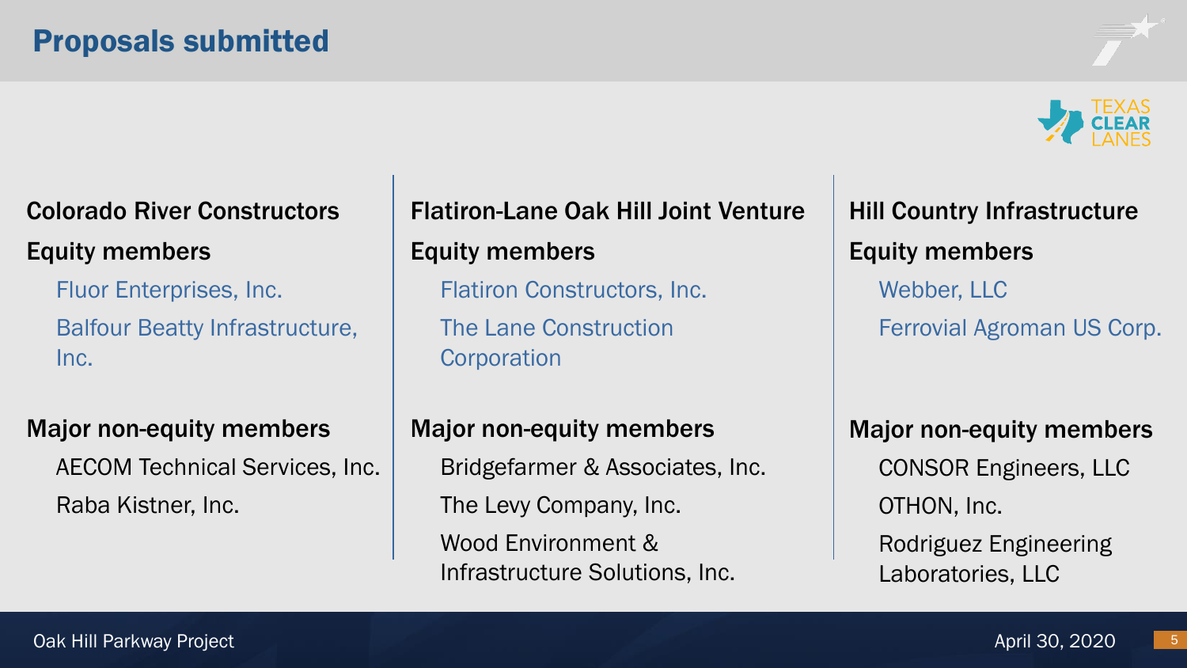# Proposals submitted

## Colorado River Constructors

**Equity members**

- Fluor Enterprises, Inc.
- Balfour Beatty Infrastructure, Inc.

**Major non-equity members**

- AECOM Technical Services, Inc.
- Raba Kistner, Inc.

## Flatiron-Lane Oak Hill Joint Venture

**Equity members**

- Flatiron Constructors, Inc.
- The Lane Construction Corporation

**Major non-equity members**

- Bridgefarmer & Associates, Inc.
- The Levy Company, Inc.
- Wood Environment & Infrastructure Solutions, Inc.

## Hill Country Infrastructure

**Equity members**

- Webber, LLC
- Ferrovial Agroman US Corp.

**Major non-equity members**

- CONSOR Engineers, LLC
- OTHON, Inc.
- Rodriguez Engineering Laboratories, LLC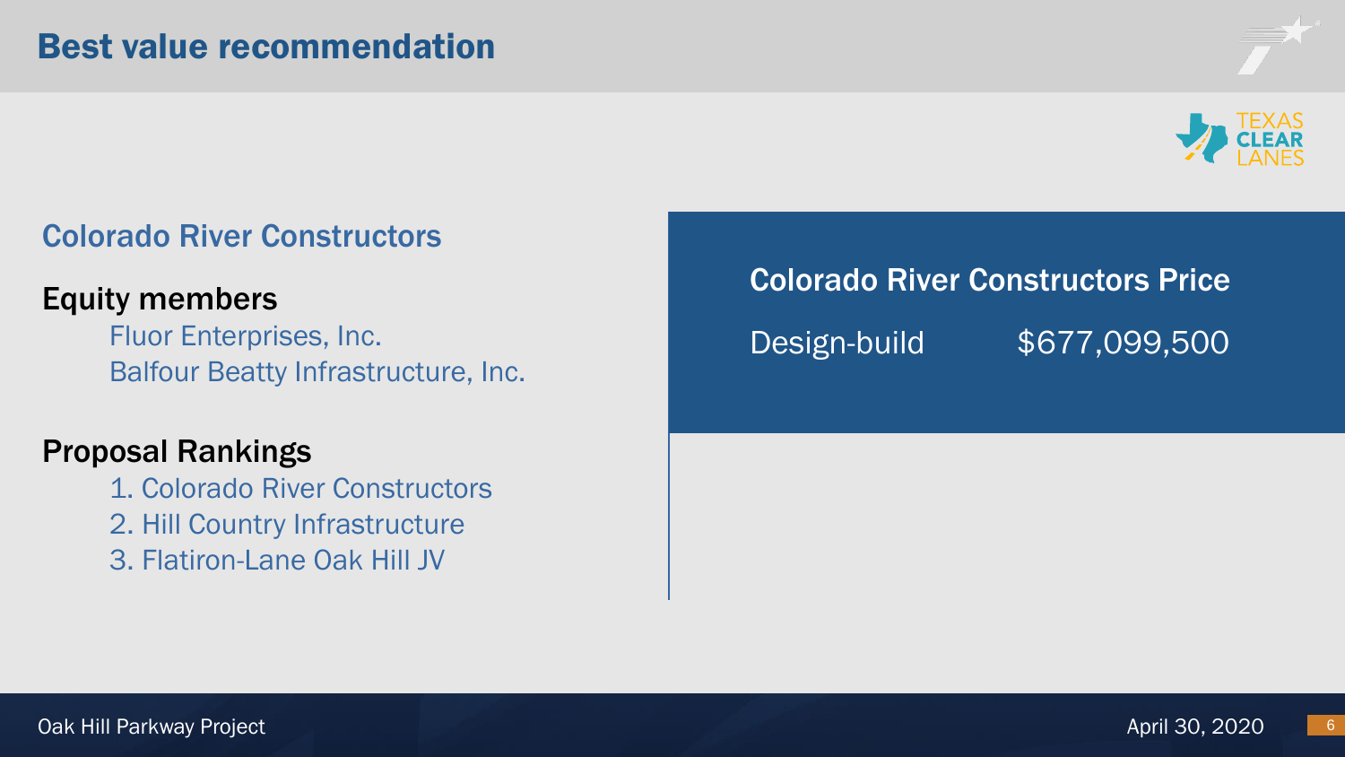# Best value recommendation

## Colorado River Constructors

### Equity members

- Fluor Enterprises, Inc.
- Balfour Beatty Infrastructure, Inc.

### Proposal Rankings

1. Colorado River Constructors
2. Hill Country Infrastructure
3. Flatiron-Lane Oak Hill JV

### Colorado River Constructors Price

Design-build $677,099,500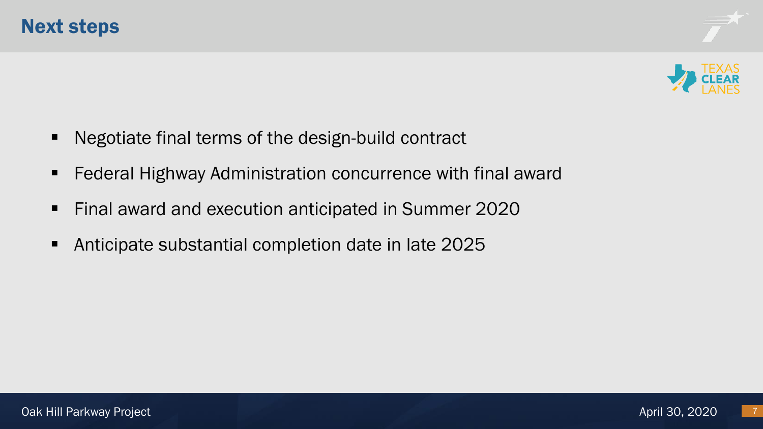# Next steps

- Negotiate final terms of the design-build contract
- Federal Highway Administration concurrence with final award
- Final award and execution anticipated in Summer 2020
- Anticipate substantial completion date in late 2025